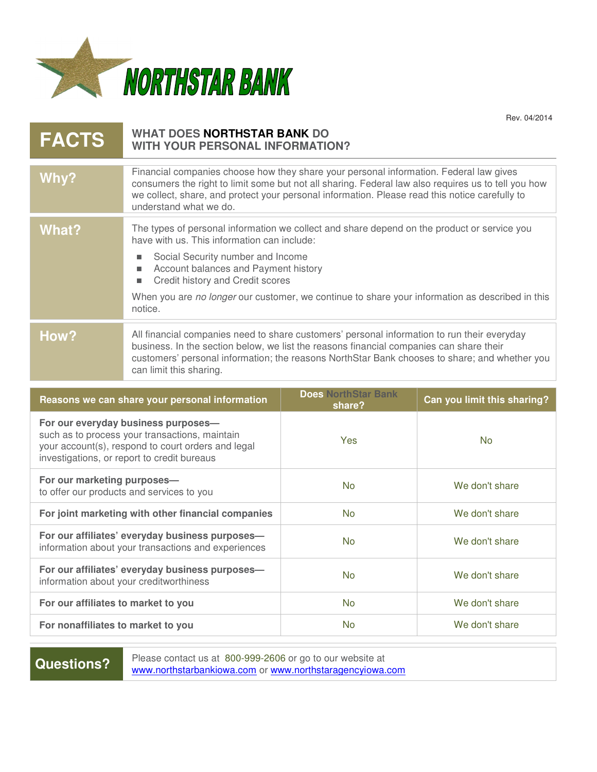# NORTHSTAR BANK

Rev. 04/2014

## FACTS — WHAT DOES NORTHSTAR BANK DO WITH YOUR PERSONAL INFORMATION?

| | |
|---|---|
| **Why?** | Financial companies choose how they share your personal information. Federal law gives consumers the right to limit some but not all sharing. Federal law also requires us to tell you how we collect, share, and protect your personal information. Please read this notice carefully to understand what we do. |
| **What?** | The types of personal information we collect and share depend on the product or service you have with us. This information can include:<br>■ Social Security number and Income<br>■ Account balances and Payment history<br>■ Credit history and Credit scores<br><br>When you are *no longer* our customer, we continue to share your information as described in this notice. |
| **How?** | All financial companies need to share customers' personal information to run their everyday business. In the section below, we list the reasons financial companies can share their customers' personal information; the reasons NorthStar Bank chooses to share; and whether you can limit this sharing. |

| Reasons we can share your personal information | Does NorthStar Bank share? | Can you limit this sharing? |
|---|---|---|
| **For our everyday business purposes—** such as to process your transactions, maintain your account(s), respond to court orders and legal investigations, or report to credit bureaus | Yes | No |
| **For our marketing purposes—** to offer our products and services to you | No | We don't share |
| **For joint marketing with other financial companies** | No | We don't share |
| **For our affiliates' everyday business purposes—** information about your transactions and experiences | No | We don't share |
| **For our affiliates' everyday business purposes—** information about your creditworthiness | No | We don't share |
| **For our affiliates to market to you** | No | We don't share |
| **For nonaffiliates to market to you** | No | We don't share |

| | |
|---|---|
| **Questions?** | Please contact us at 800-999-2606 or go to our website at www.northstarbankiowa.com or www.northstaragencyiowa.com |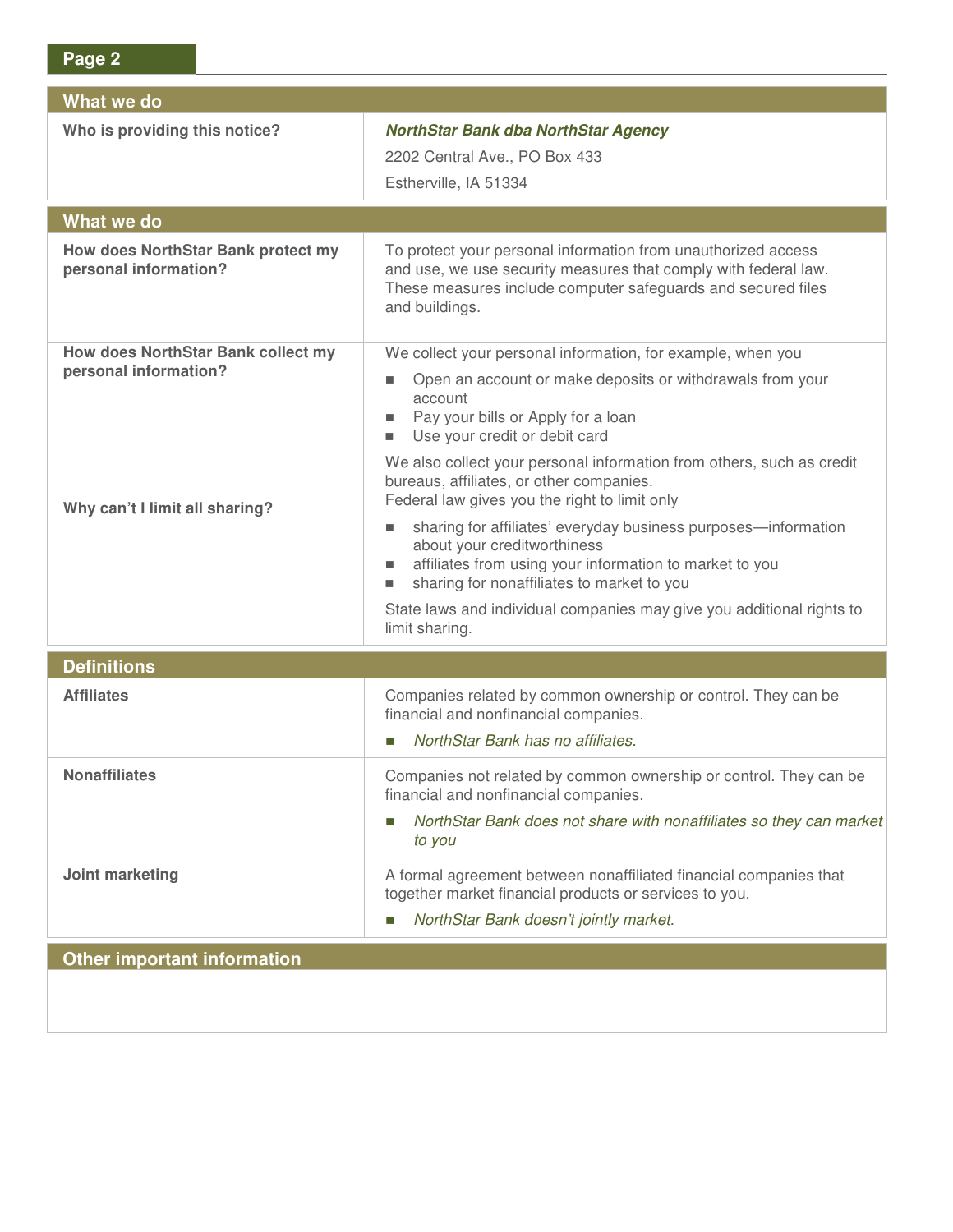| What we do | |
|---|---|
| **Who is providing this notice?** | ***NorthStar Bank dba NorthStar Agency*** <br> 2202 Central Ave., PO Box 433 <br> Estherville, IA 51334 |

| What we do | |
|---|---|
| **How does NorthStar Bank protect my personal information?** | To protect your personal information from unauthorized access and use, we use security measures that comply with federal law. These measures include computer safeguards and secured files and buildings. |
| **How does NorthStar Bank collect my personal information?** | We collect your personal information, for example, when you <br> ■ Open an account or make deposits or withdrawals from your account <br> ■ Pay your bills or Apply for a loan <br> ■ Use your credit or debit card <br> We also collect your personal information from others, such as credit bureaus, affiliates, or other companies. |
| **Why can't I limit all sharing?** | Federal law gives you the right to limit only <br> ■ sharing for affiliates' everyday business purposes—information about your creditworthiness <br> ■ affiliates from using your information to market to you <br> ■ sharing for nonaffiliates to market to you <br> State laws and individual companies may give you additional rights to limit sharing. |

| Definitions | |
|---|---|
| **Affiliates** | Companies related by common ownership or control. They can be financial and nonfinancial companies. <br> ■ *NorthStar Bank has no affiliates.* |
| **Nonaffiliates** | Companies not related by common ownership or control. They can be financial and nonfinancial companies. <br> ■ *NorthStar Bank does not share with nonaffiliates so they can market to you* |
| **Joint marketing** | A formal agreement between nonaffiliated financial companies that together market financial products or services to you. <br> ■ *NorthStar Bank doesn't jointly market.* |

| Other important information |
|---|
| |